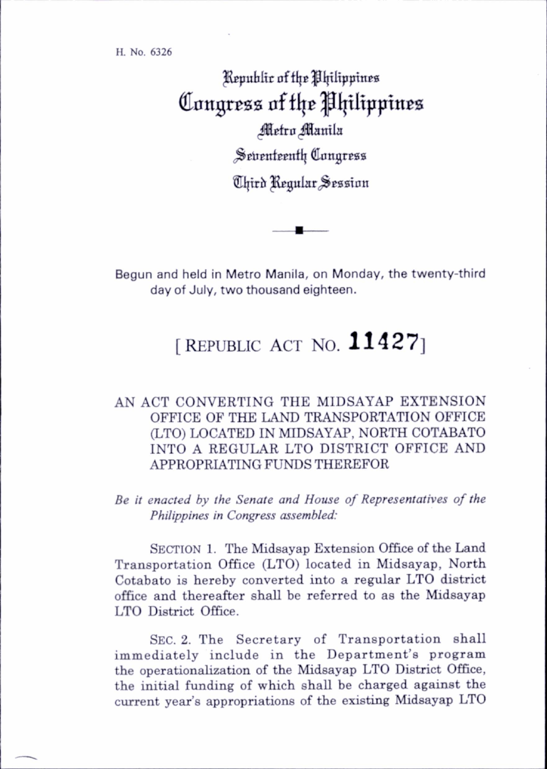H. No. 6326

Republic of the Philippines

# Congress of the Philippines

Metro Manila

Seventeenth Congress

Third Regular Session

Begun and held in Metro Manila, on Monday, the twenty-third day of July, two thousand eighteen.

## [ REPUBLIC ACT NO. 11427 ]

AN ACT CONVERTING THE MIDSAYAP EXTENSION OFFICE OF THE LAND TRANSPORTATION OFFICE (LTO) LOCATED IN MIDSAYAP, NORTH COTABATO INTO A REGULAR LTO DISTRICT OFFICE AND APPROPRIATING FUNDS THEREFOR

*Be it enacted by the Senate and House of Representatives of the Philippines in Congress assembled:*

SECTION 1. The Midsayap Extension Office of the Land Transportation Office (LTO) located in Midsayap, North Cotabato is hereby converted into a regular LTO district office and thereafter shall be referred to as the Midsayap LTO District Office.

SEC. 2. The Secretary of Transportation shall immediately include in the Department's program the operationalization of the Midsayap LTO District Office, the initial funding of which shall be charged against the current year's appropriations of the existing Midsayap LTO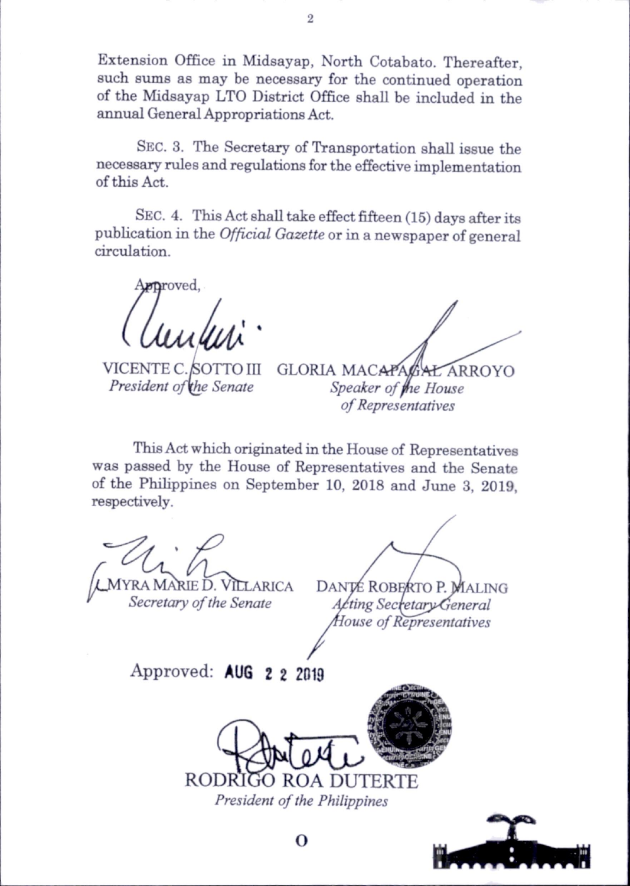Extension Office in Midsayap, North Cotabato. Thereafter, such sums as may be necessary for the continued operation of the Midsayap LTO District Office shall be included in the annual General Appropriations Act.

SEC. 3. The Secretary of Transportation shall issue the necessary rules and regulations for the effective implementation of this Act.

SEC. 4. This Act shall take effect fifteen (15) days after its publication in the *Official Gazette* or in a newspaper of general circulation.

Approved,

VICENTE C. SOTTO III
*President of the Senate*

GLORIA MACAPAGAL ARROYO
*Speaker of the House of Representatives*

This Act which originated in the House of Representatives was passed by the House of Representatives and the Senate of the Philippines on September 10, 2018 and June 3, 2019, respectively.

MYRA MARIE D. VILLARICA
*Secretary of the Senate*

DANTE ROBERTO P. MALING
*Acting Secretary General*
*House of Representatives*

Approved: **AUG 2 2 2019**

RODRIGO ROA DUTERTE
*President of the Philippines*

O